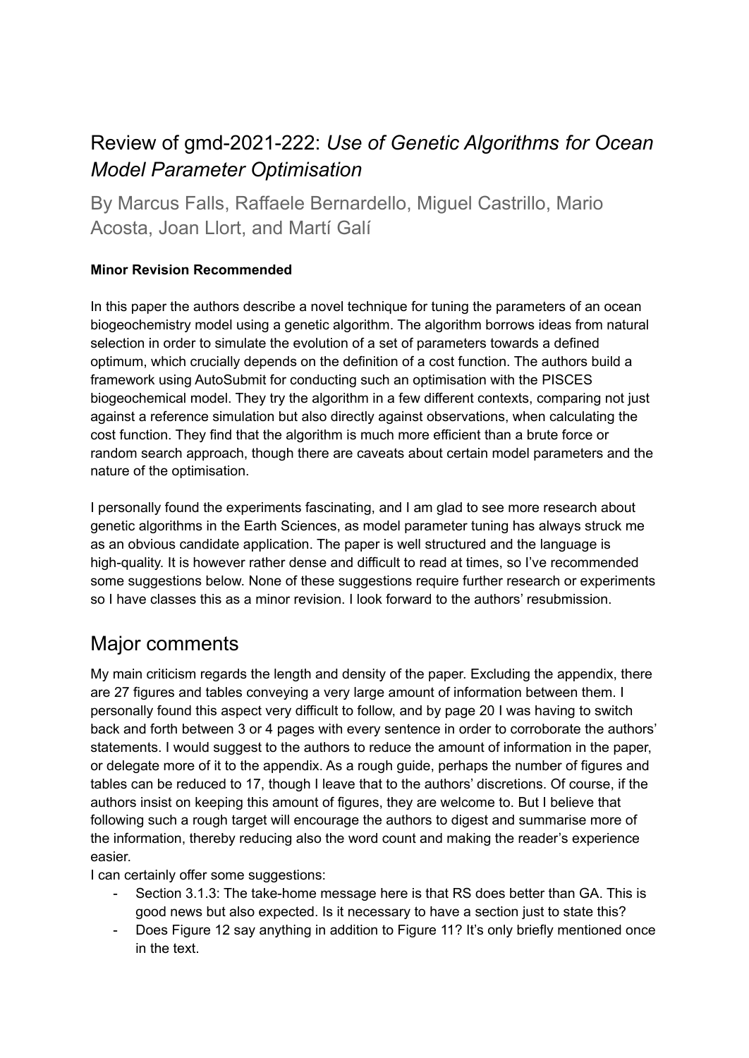# Review of gmd-2021-222: *Use of Genetic Algorithms for Ocean Model Parameter Optimisation*

By Marcus Falls, Raffaele Bernardello, Miguel Castrillo, Mario Acosta, Joan Llort, and Martí Galí

**Minor Revision Recommended**

In this paper the authors describe a novel technique for tuning the parameters of an ocean biogeochemistry model using a genetic algorithm. The algorithm borrows ideas from natural selection in order to simulate the evolution of a set of parameters towards a defined optimum, which crucially depends on the definition of a cost function. The authors build a framework using AutoSubmit for conducting such an optimisation with the PISCES biogeochemical model. They try the algorithm in a few different contexts, comparing not just against a reference simulation but also directly against observations, when calculating the cost function. They find that the algorithm is much more efficient than a brute force or random search approach, though there are caveats about certain model parameters and the nature of the optimisation.

I personally found the experiments fascinating, and I am glad to see more research about genetic algorithms in the Earth Sciences, as model parameter tuning has always struck me as an obvious candidate application. The paper is well structured and the language is high-quality. It is however rather dense and difficult to read at times, so I've recommended some suggestions below. None of these suggestions require further research or experiments so I have classes this as a minor revision. I look forward to the authors' resubmission.

## Major comments

My main criticism regards the length and density of the paper. Excluding the appendix, there are 27 figures and tables conveying a very large amount of information between them. I personally found this aspect very difficult to follow, and by page 20 I was having to switch back and forth between 3 or 4 pages with every sentence in order to corroborate the authors' statements. I would suggest to the authors to reduce the amount of information in the paper, or delegate more of it to the appendix. As a rough guide, perhaps the number of figures and tables can be reduced to 17, though I leave that to the authors' discretions. Of course, if the authors insist on keeping this amount of figures, they are welcome to. But I believe that following such a rough target will encourage the authors to digest and summarise more of the information, thereby reducing also the word count and making the reader's experience easier.

I can certainly offer some suggestions:

- Section 3.1.3: The take-home message here is that RS does better than GA. This is good news but also expected. Is it necessary to have a section just to state this?
- Does Figure 12 say anything in addition to Figure 11? It's only briefly mentioned once in the text.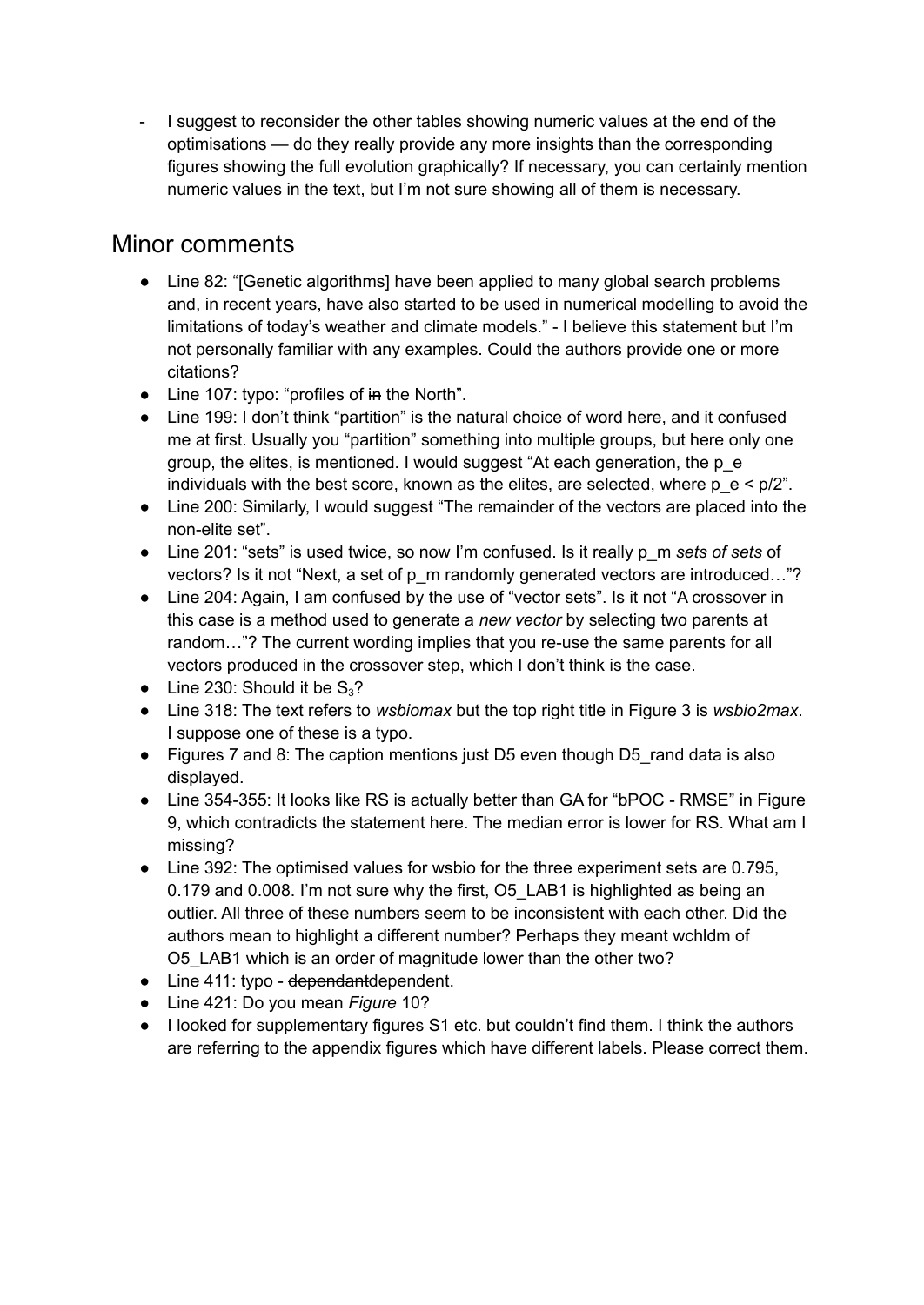- I suggest to reconsider the other tables showing numeric values at the end of the optimisations — do they really provide any more insights than the corresponding figures showing the full evolution graphically? If necessary, you can certainly mention numeric values in the text, but I'm not sure showing all of them is necessary.

## Minor comments

- Line 82: "[Genetic algorithms] have been applied to many global search problems and, in recent years, have also started to be used in numerical modelling to avoid the limitations of today's weather and climate models." - I believe this statement but I'm not personally familiar with any examples. Could the authors provide one or more citations?
- Line 107: typo: "profiles of ~~in~~ the North".
- Line 199: I don't think "partition" is the natural choice of word here, and it confused me at first. Usually you "partition" something into multiple groups, but here only one group, the elites, is mentioned. I would suggest "At each generation, the p_e individuals with the best score, known as the elites, are selected, where p_e < p/2".
- Line 200: Similarly, I would suggest "The remainder of the vectors are placed into the non-elite set".
- Line 201: "sets" is used twice, so now I'm confused. Is it really p_m *sets of sets* of vectors? Is it not "Next, a set of p_m randomly generated vectors are introduced…"?
- Line 204: Again, I am confused by the use of "vector sets". Is it not "A crossover in this case is a method used to generate a *new vector* by selecting two parents at random…"? The current wording implies that you re-use the same parents for all vectors produced in the crossover step, which I don't think is the case.
- Line 230: Should it be $S_3$?
- Line 318: The text refers to *wsbiomax* but the top right title in Figure 3 is *wsbio2max*. I suppose one of these is a typo.
- Figures 7 and 8: The caption mentions just D5 even though D5_rand data is also displayed.
- Line 354-355: It looks like RS is actually better than GA for "bPOC - RMSE" in Figure 9, which contradicts the statement here. The median error is lower for RS. What am I missing?
- Line 392: The optimised values for wsbio for the three experiment sets are 0.795, 0.179 and 0.008. I'm not sure why the first, O5_LAB1 is highlighted as being an outlier. All three of these numbers seem to be inconsistent with each other. Did the authors mean to highlight a different number? Perhaps they meant wchldm of O5_LAB1 which is an order of magnitude lower than the other two?
- Line 411: typo - ~~dependant~~dependent.
- Line 421: Do you mean *Figure* 10?
- I looked for supplementary figures S1 etc. but couldn't find them. I think the authors are referring to the appendix figures which have different labels. Please correct them.